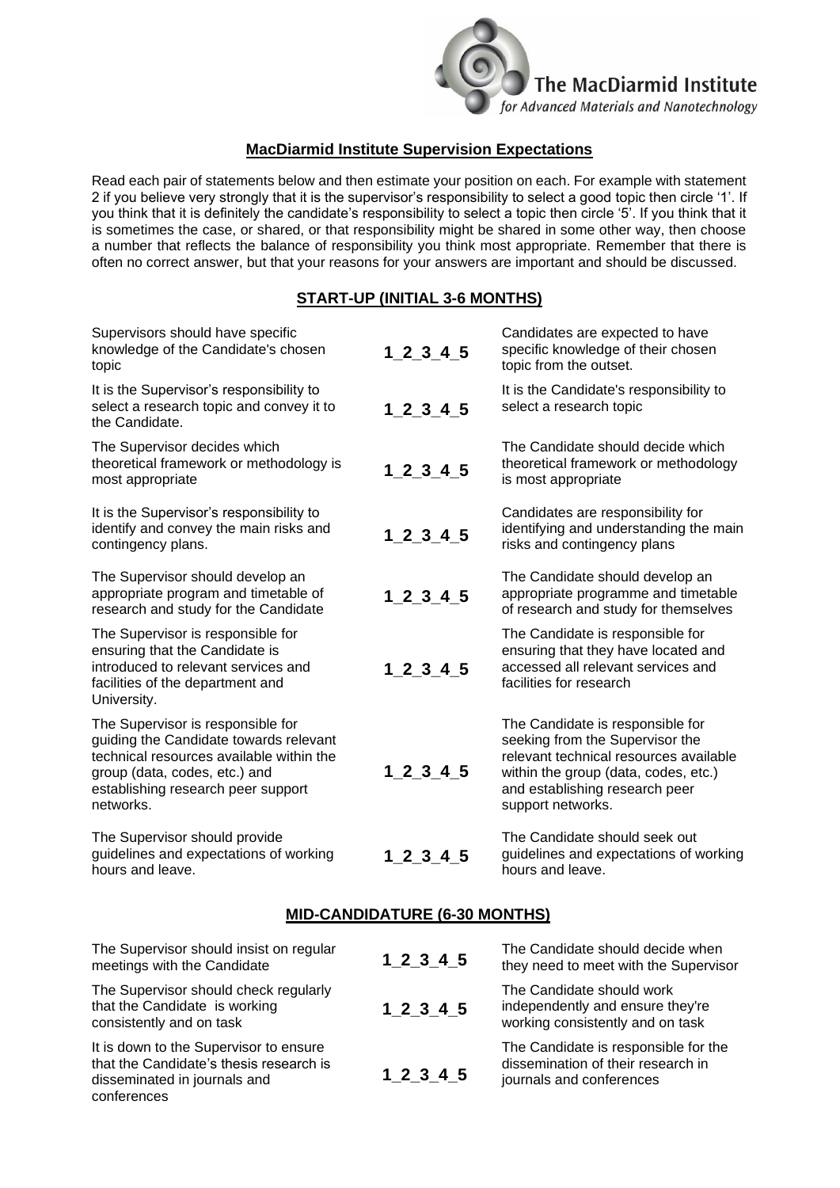The MacDiarmid Institute
*for Advanced Materials and Nanotechnology*

## MacDiarmid Institute Supervision Expectations

Read each pair of statements below and then estimate your position on each. For example with statement 2 if you believe very strongly that it is the supervisor's responsibility to select a good topic then circle '1'. If you think that it is definitely the candidate's responsibility to select a topic then circle '5'. If you think that it is sometimes the case, or shared, or that responsibility might be shared in some other way, then choose a number that reflects the balance of responsibility you think most appropriate. Remember that there is often no correct answer, but that your reasons for your answers are important and should be discussed.

### START-UP (INITIAL 3-6 MONTHS)

| | | |
|---|---|---|
| Supervisors should have specific knowledge of the Candidate's chosen topic | **1_2_3_4_5** | Candidates are expected to have specific knowledge of their chosen topic from the outset. |
| It is the Supervisor's responsibility to select a research topic and convey it to the Candidate. | **1_2_3_4_5** | It is the Candidate's responsibility to select a research topic |
| The Supervisor decides which theoretical framework or methodology is most appropriate | **1_2_3_4_5** | The Candidate should decide which theoretical framework or methodology is most appropriate |
| It is the Supervisor's responsibility to identify and convey the main risks and contingency plans. | **1_2_3_4_5** | Candidates are responsibility for identifying and understanding the main risks and contingency plans |
| The Supervisor should develop an appropriate program and timetable of research and study for the Candidate | **1_2_3_4_5** | The Candidate should develop an appropriate programme and timetable of research and study for themselves |
| The Supervisor is responsible for ensuring that the Candidate is introduced to relevant services and facilities of the department and University. | **1_2_3_4_5** | The Candidate is responsible for ensuring that they have located and accessed all relevant services and facilities for research |
| The Supervisor is responsible for guiding the Candidate towards relevant technical resources available within the group (data, codes, etc.) and establishing research peer support networks. | **1_2_3_4_5** | The Candidate is responsible for seeking from the Supervisor the relevant technical resources available within the group (data, codes, etc.) and establishing research peer support networks. |
| The Supervisor should provide guidelines and expectations of working hours and leave. | **1_2_3_4_5** | The Candidate should seek out guidelines and expectations of working hours and leave. |

### MID-CANDIDATURE (6-30 MONTHS)

| | | |
|---|---|---|
| The Supervisor should insist on regular meetings with the Candidate | **1_2_3_4_5** | The Candidate should decide when they need to meet with the Supervisor |
| The Supervisor should check regularly that the Candidate is working consistently and on task | **1_2_3_4_5** | The Candidate should work independently and ensure they're working consistently and on task |
| It is down to the Supervisor to ensure that the Candidate's thesis research is disseminated in journals and conferences | **1_2_3_4_5** | The Candidate is responsible for the dissemination of their research in journals and conferences |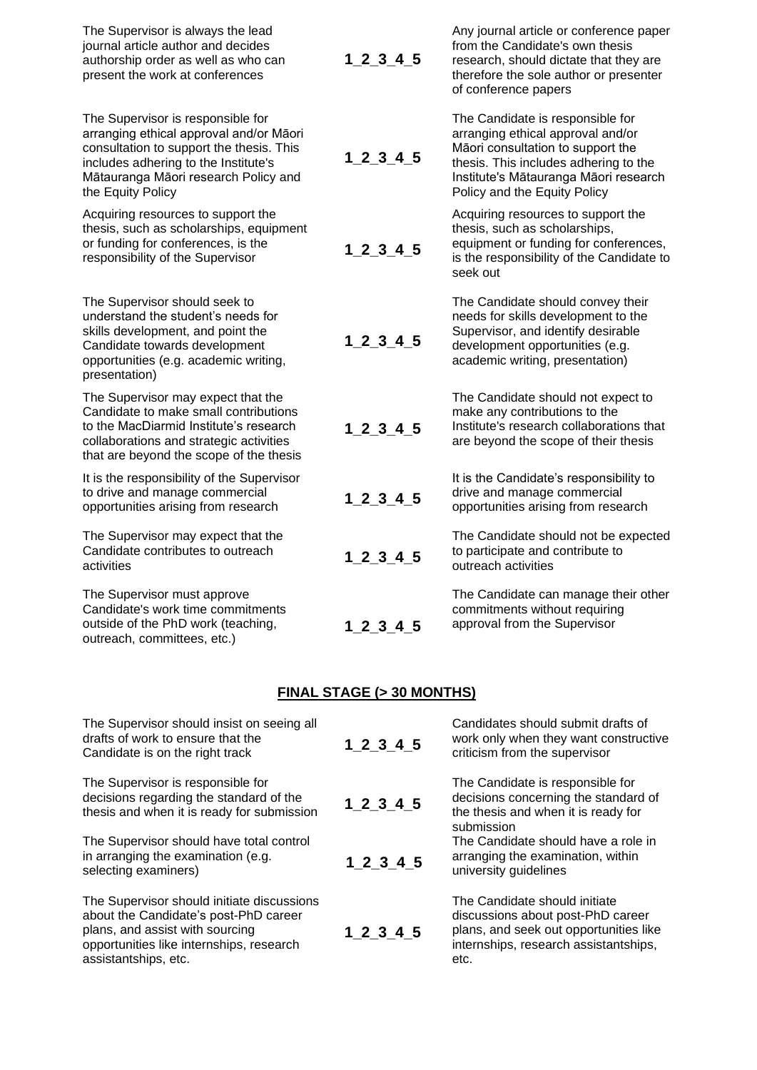| | | |
|---|---|---|
| The Supervisor is always the lead journal article author and decides authorship order as well as who can present the work at conferences | **1_2_3_4_5** | Any journal article or conference paper from the Candidate's own thesis research, should dictate that they are therefore the sole author or presenter of conference papers |
| The Supervisor is responsible for arranging ethical approval and/or Māori consultation to support the thesis. This includes adhering to the Institute's Mātauranga Māori research Policy and the Equity Policy | **1_2_3_4_5** | The Candidate is responsible for arranging ethical approval and/or Māori consultation to support the thesis. This includes adhering to the Institute's Mātauranga Māori research Policy and the Equity Policy |
| Acquiring resources to support the thesis, such as scholarships, equipment or funding for conferences, is the responsibility of the Supervisor | **1_2_3_4_5** | Acquiring resources to support the thesis, such as scholarships, equipment or funding for conferences, is the responsibility of the Candidate to seek out |
| The Supervisor should seek to understand the student's needs for skills development, and point the Candidate towards development opportunities (e.g. academic writing, presentation) | **1_2_3_4_5** | The Candidate should convey their needs for skills development to the Supervisor, and identify desirable development opportunities (e.g. academic writing, presentation) |
| The Supervisor may expect that the Candidate to make small contributions to the MacDiarmid Institute's research collaborations and strategic activities that are beyond the scope of the thesis | **1_2_3_4_5** | The Candidate should not expect to make any contributions to the Institute's research collaborations that are beyond the scope of their thesis |
| It is the responsibility of the Supervisor to drive and manage commercial opportunities arising from research | **1_2_3_4_5** | It is the Candidate's responsibility to drive and manage commercial opportunities arising from research |
| The Supervisor may expect that the Candidate contributes to outreach activities | **1_2_3_4_5** | The Candidate should not be expected to participate and contribute to outreach activities |
| The Supervisor must approve Candidate's work time commitments outside of the PhD work (teaching, outreach, committees, etc.) | **1_2_3_4_5** | The Candidate can manage their other commitments without requiring approval from the Supervisor |

## FINAL STAGE (> 30 MONTHS)

| | | |
|---|---|---|
| The Supervisor should insist on seeing all drafts of work to ensure that the Candidate is on the right track | **1_2_3_4_5** | Candidates should submit drafts of work only when they want constructive criticism from the supervisor |
| The Supervisor is responsible for decisions regarding the standard of the thesis and when it is ready for submission | **1_2_3_4_5** | The Candidate is responsible for decisions concerning the standard of the thesis and when it is ready for submission |
| The Supervisor should have total control in arranging the examination (e.g. selecting examiners) | **1_2_3_4_5** | The Candidate should have a role in arranging the examination, within university guidelines |
| The Supervisor should initiate discussions about the Candidate's post-PhD career plans, and assist with sourcing opportunities like internships, research assistantships, etc. | **1_2_3_4_5** | The Candidate should initiate discussions about post-PhD career plans, and seek out opportunities like internships, research assistantships, etc. |